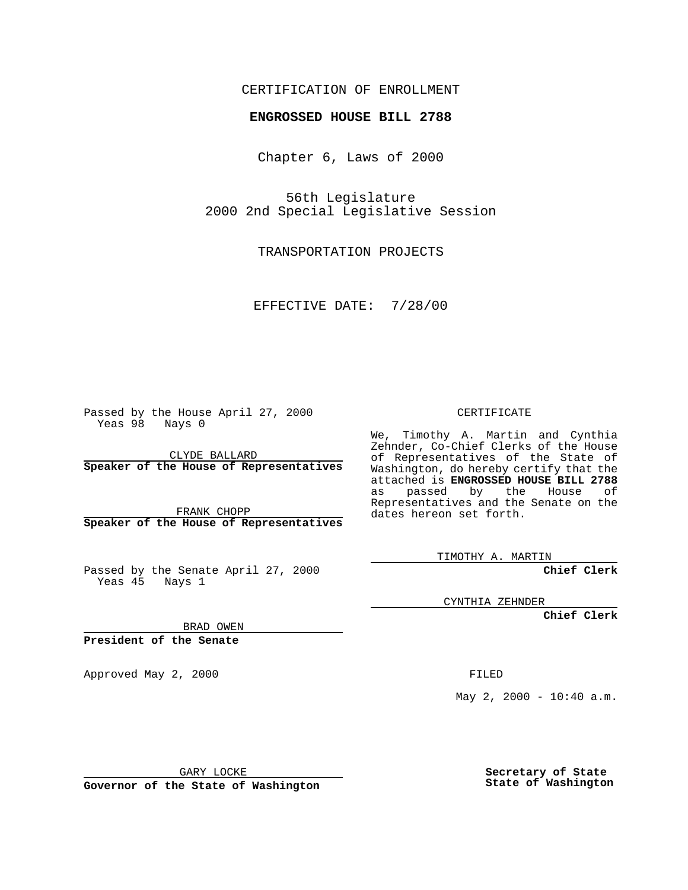CERTIFICATION OF ENROLLMENT

**ENGROSSED HOUSE BILL 2788**

Chapter 6, Laws of 2000

56th Legislature
2000 2nd Special Legislative Session

TRANSPORTATION PROJECTS

EFFECTIVE DATE: 7/28/00

Passed by the House April 27, 2000
Yeas 98 Nays 0

CLYDE BALLARD
**Speaker of the House of Representatives**

FRANK CHOPP
**Speaker of the House of Representatives**

Passed by the Senate April 27, 2000
Yeas 45 Nays 1

BRAD OWEN
**President of the Senate**

Approved May 2, 2000

GARY LOCKE
**Governor of the State of Washington**

CERTIFICATE

We, Timothy A. Martin and Cynthia Zehnder, Co-Chief Clerks of the House of Representatives of the State of Washington, do hereby certify that the attached is **ENGROSSED HOUSE BILL 2788** as passed by the House of Representatives and the Senate on the dates hereon set forth.

TIMOTHY A. MARTIN
**Chief Clerk**

CYNTHIA ZEHNDER
**Chief Clerk**

FILED

May 2, 2000 - 10:40 a.m.

**Secretary of State**
**State of Washington**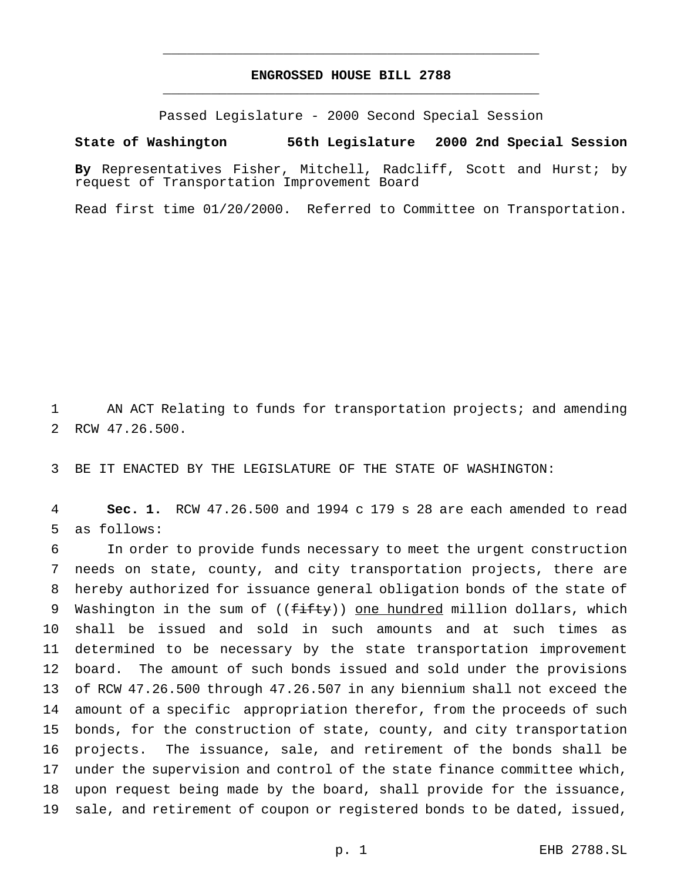# ENGROSSED HOUSE BILL 2788

Passed Legislature - 2000 Second Special Session

**State of Washington 56th Legislature 2000 2nd Special Session**

**By** Representatives Fisher, Mitchell, Radcliff, Scott and Hurst; by request of Transportation Improvement Board

Read first time 01/20/2000. Referred to Committee on Transportation.

1 AN ACT Relating to funds for transportation projects; and amending
2 RCW 47.26.500.

3 BE IT ENACTED BY THE LEGISLATURE OF THE STATE OF WASHINGTON:

4 **Sec. 1.** RCW 47.26.500 and 1994 c 179 s 28 are each amended to read
5 as follows:

6 In order to provide funds necessary to meet the urgent construction
7 needs on state, county, and city transportation projects, there are
8 hereby authorized for issuance general obligation bonds of the state of
9 Washington in the sum of ((~~fifty~~)) <u>one hundred</u> million dollars, which
10 shall be issued and sold in such amounts and at such times as
11 determined to be necessary by the state transportation improvement
12 board. The amount of such bonds issued and sold under the provisions
13 of RCW 47.26.500 through 47.26.507 in any biennium shall not exceed the
14 amount of a specific appropriation therefor, from the proceeds of such
15 bonds, for the construction of state, county, and city transportation
16 projects. The issuance, sale, and retirement of the bonds shall be
17 under the supervision and control of the state finance committee which,
18 upon request being made by the board, shall provide for the issuance,
19 sale, and retirement of coupon or registered bonds to be dated, issued,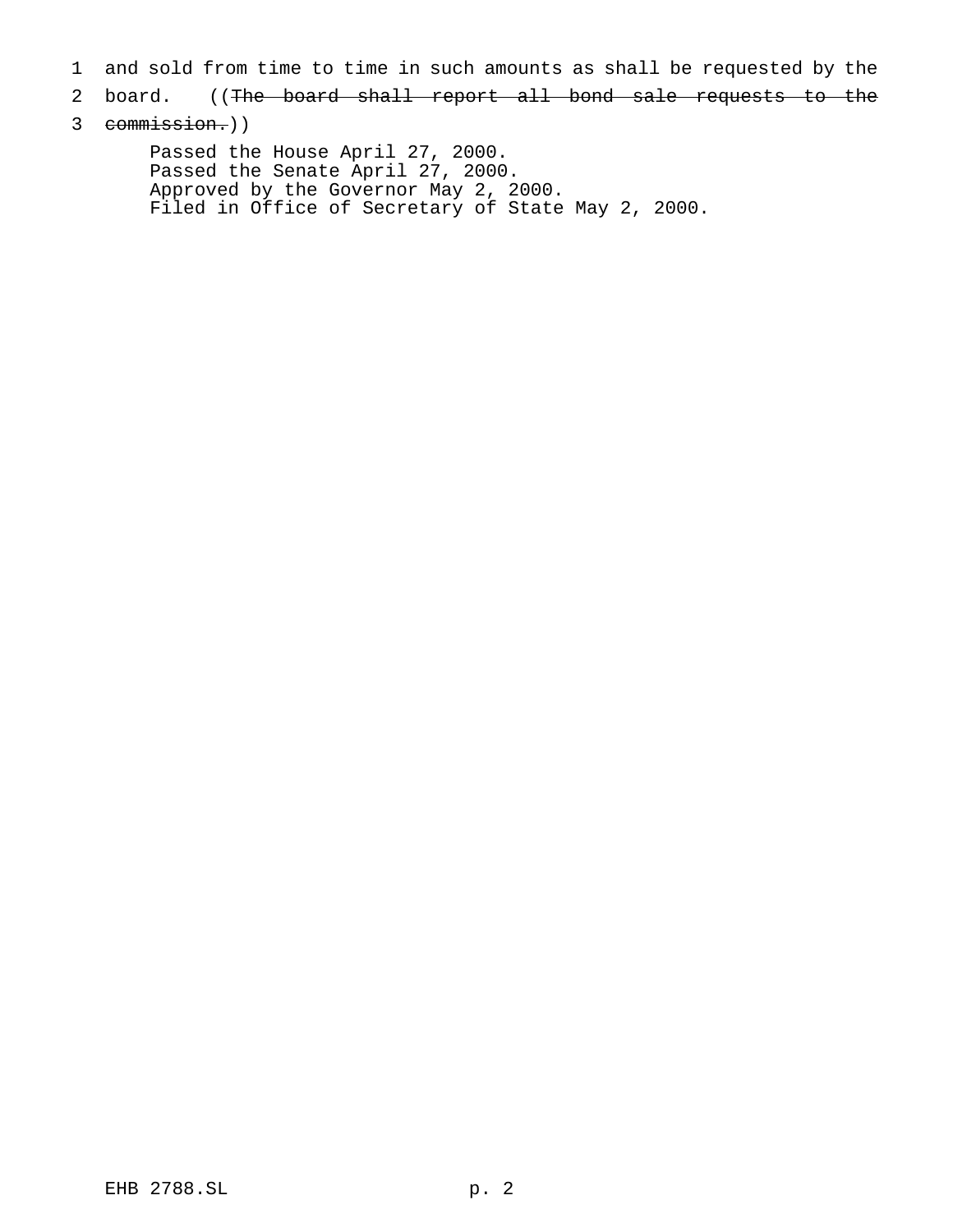and sold from time to time in such amounts as shall be requested by the board. ((~~The board shall report all bond sale requests to the commission.~~))

Passed the House April 27, 2000.
Passed the Senate April 27, 2000.
Approved by the Governor May 2, 2000.
Filed in Office of Secretary of State May 2, 2000.